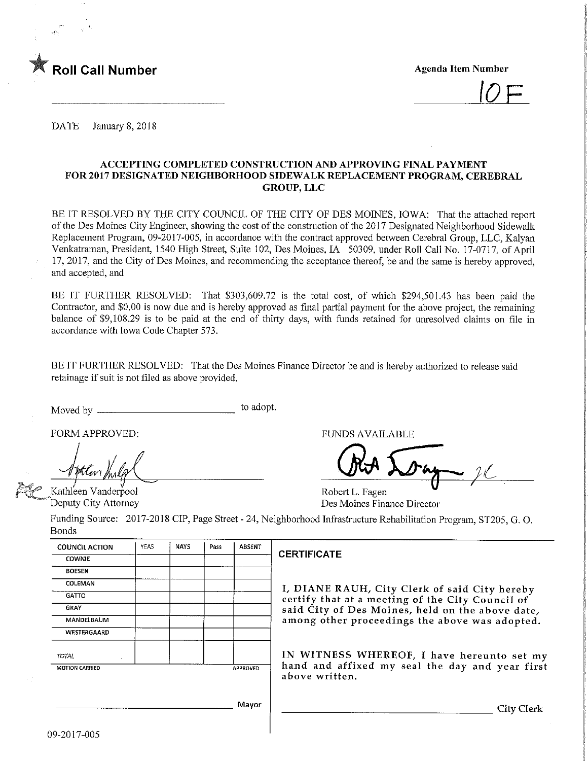★ **Roll Call Number**

**Agenda Item Number**

10F

DATE January 8, 2018

### ACCEPTING COMPLETED CONSTRUCTION AND APPROVING FINAL PAYMENT FOR 2017 DESIGNATED NEIGHBORHOOD SIDEWALK REPLACEMENT PROGRAM, CEREBRAL GROUP, LLC

BE IT RESOLVED BY THE CITY COUNCIL OF THE CITY OF DES MOINES, IOWA: That the attached report of the Des Moines City Engineer, showing the cost of the construction of the 2017 Designated Neighborhood Sidewalk Replacement Program, 09-2017-005, in accordance with the contract approved between Cerebral Group, LLC, Kalyan Venkatraman, President, 1540 High Street, Suite 102, Des Moines, IA 50309, under Roll Call No. 17-0717, of April 17, 2017, and the City of Des Moines, and recommending the acceptance thereof, be and the same is hereby approved, and accepted, and

BE IT FURTHER RESOLVED: That $303,609.72 is the total cost, of which $294,501.43 has been paid the Contractor, and $0.00 is now due and is hereby approved as final partial payment for the above project, the remaining balance of $9,108.29 is to be paid at the end of thirty days, with funds retained for unresolved claims on file in accordance with Iowa Code Chapter 573.

BE IT FURTHER RESOLVED: That the Des Moines Finance Director be and is hereby authorized to release said retainage if suit is not filed as above provided.

Moved by ____________________ to adopt.

FORM APPROVED:

Kathleen Vanderpool
Deputy City Attorney

FUNDS AVAILABLE

Robert L. Fagen
Des Moines Finance Director

Funding Source: 2017-2018 CIP, Page Street - 24, Neighborhood Infrastructure Rehabilitation Program, ST205, G. O. Bonds

| COUNCIL ACTION | YEAS | NAYS | Pass | ABSENT |
|---|---|---|---|---|
| COWNIE | | | | |
| BOESEN | | | | |
| COLEMAN | | | | |
| GATTO | | | | |
| GRAY | | | | |
| MANDELBAUM | | | | |
| WESTERGAARD | | | | |
| TOTAL | | | | |
| MOTION CARRIED | | | | APPROVED |

____________________ Mayor

**CERTIFICATE**

I, DIANE RAUH, City Clerk of said City hereby certify that at a meeting of the City Council of said City of Des Moines, held on the above date, among other proceedings the above was adopted.

IN WITNESS WHEREOF, I have hereunto set my hand and affixed my seal the day and year first above written.

____________________ City Clerk

09-2017-005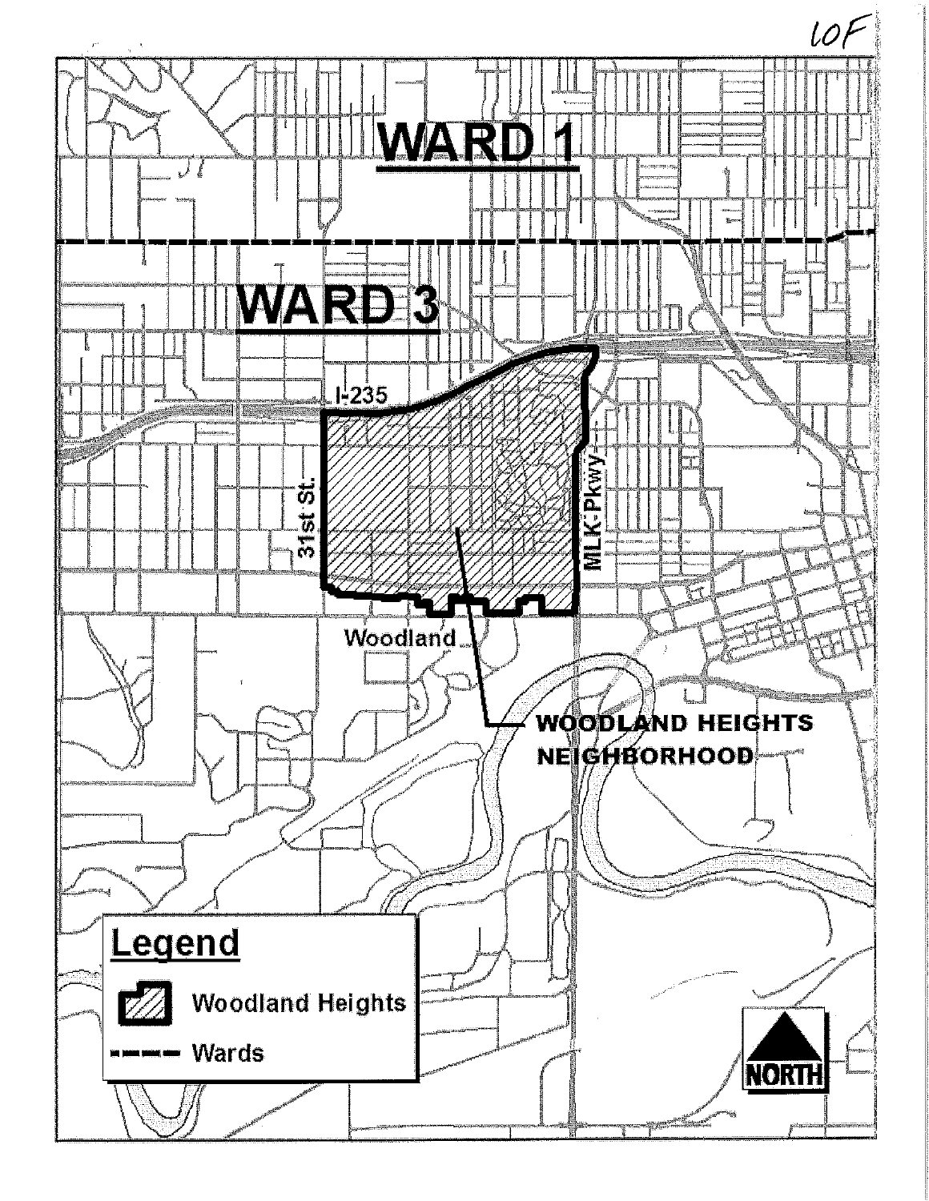10F

WARD 1

WARD 3

I-235

31st St.

MLK Pkwy

Woodland

WOODLAND HEIGHTS NEIGHBORHOOD

**Legend**

Woodland Heights

Wards

NORTH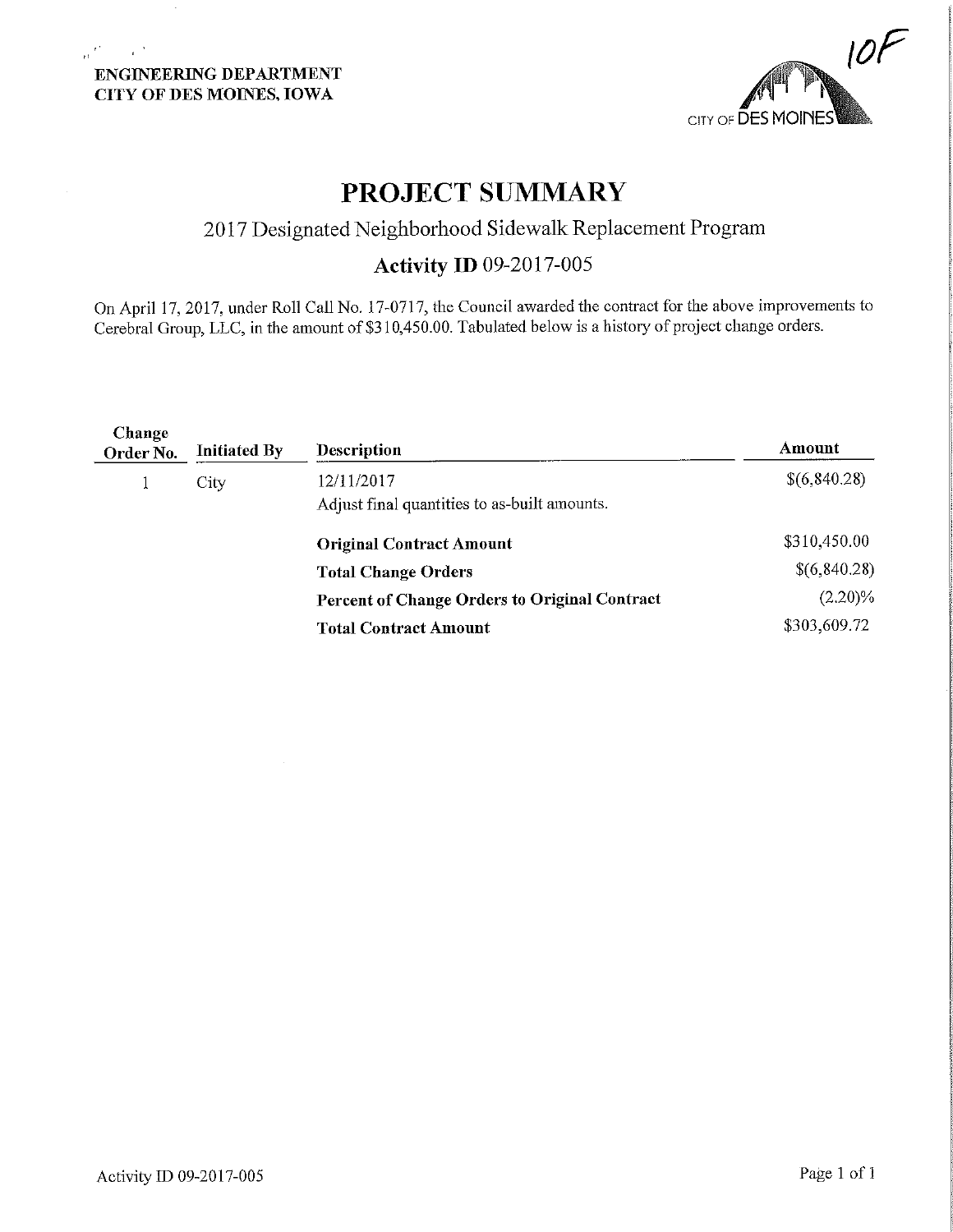ENGINEERING DEPARTMENT
CITY OF DES MOINES, IOWA

10F

# PROJECT SUMMARY

## 2017 Designated Neighborhood Sidewalk Replacement Program

### Activity ID 09-2017-005

On April 17, 2017, under Roll Call No. 17-0717, the Council awarded the contract for the above improvements to Cerebral Group, LLC, in the amount of $310,450.00. Tabulated below is a history of project change orders.

| Change Order No. | Initiated By | Description | Amount |
|---|---|---|---|
| 1 | City | 12/11/2017<br>Adjust final quantities to as-built amounts. | $(6,840.28) |
| | | **Original Contract Amount** | $310,450.00 |
| | | **Total Change Orders** | $(6,840.28) |
| | | **Percent of Change Orders to Original Contract** | (2.20)% |
| | | **Total Contract Amount** | $303,609.72 |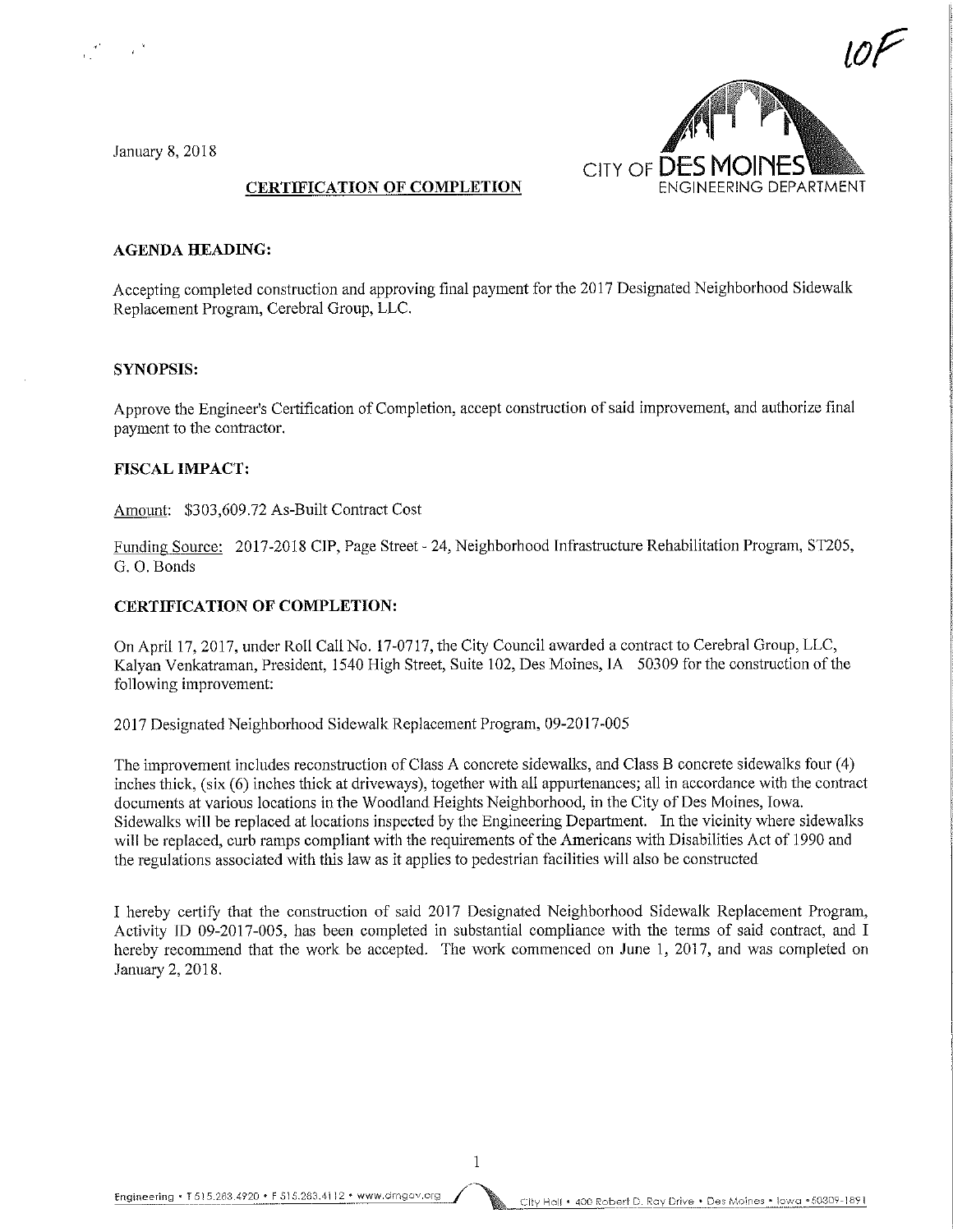10F

January 8, 2018

CITY OF DES MOINES
ENGINEERING DEPARTMENT

## CERTIFICATION OF COMPLETION

### AGENDA HEADING:

Accepting completed construction and approving final payment for the 2017 Designated Neighborhood Sidewalk Replacement Program, Cerebral Group, LLC.

### SYNOPSIS:

Approve the Engineer's Certification of Completion, accept construction of said improvement, and authorize final payment to the contractor.

### FISCAL IMPACT:

Amount: $303,609.72 As-Built Contract Cost

Funding Source: 2017-2018 CIP, Page Street - 24, Neighborhood Infrastructure Rehabilitation Program, ST205, G. O. Bonds

### CERTIFICATION OF COMPLETION:

On April 17, 2017, under Roll Call No. 17-0717, the City Council awarded a contract to Cerebral Group, LLC, Kalyan Venkatraman, President, 1540 High Street, Suite 102, Des Moines, IA 50309 for the construction of the following improvement:

2017 Designated Neighborhood Sidewalk Replacement Program, 09-2017-005

The improvement includes reconstruction of Class A concrete sidewalks, and Class B concrete sidewalks four (4) inches thick, (six (6) inches thick at driveways), together with all appurtenances; all in accordance with the contract documents at various locations in the Woodland Heights Neighborhood, in the City of Des Moines, Iowa. Sidewalks will be replaced at locations inspected by the Engineering Department. In the vicinity where sidewalks will be replaced, curb ramps compliant with the requirements of the Americans with Disabilities Act of 1990 and the regulations associated with this law as it applies to pedestrian facilities will also be constructed

I hereby certify that the construction of said 2017 Designated Neighborhood Sidewalk Replacement Program, Activity ID 09-2017-005, has been completed in substantial compliance with the terms of said contract, and I hereby recommend that the work be accepted. The work commenced on June 1, 2017, and was completed on January 2, 2018.

Engineering • T 515.283.4920 • F 515.283.4112 • www.dmgov.org City Hall • 400 Robert D. Ray Drive • Des Moines • Iowa • 50309-1891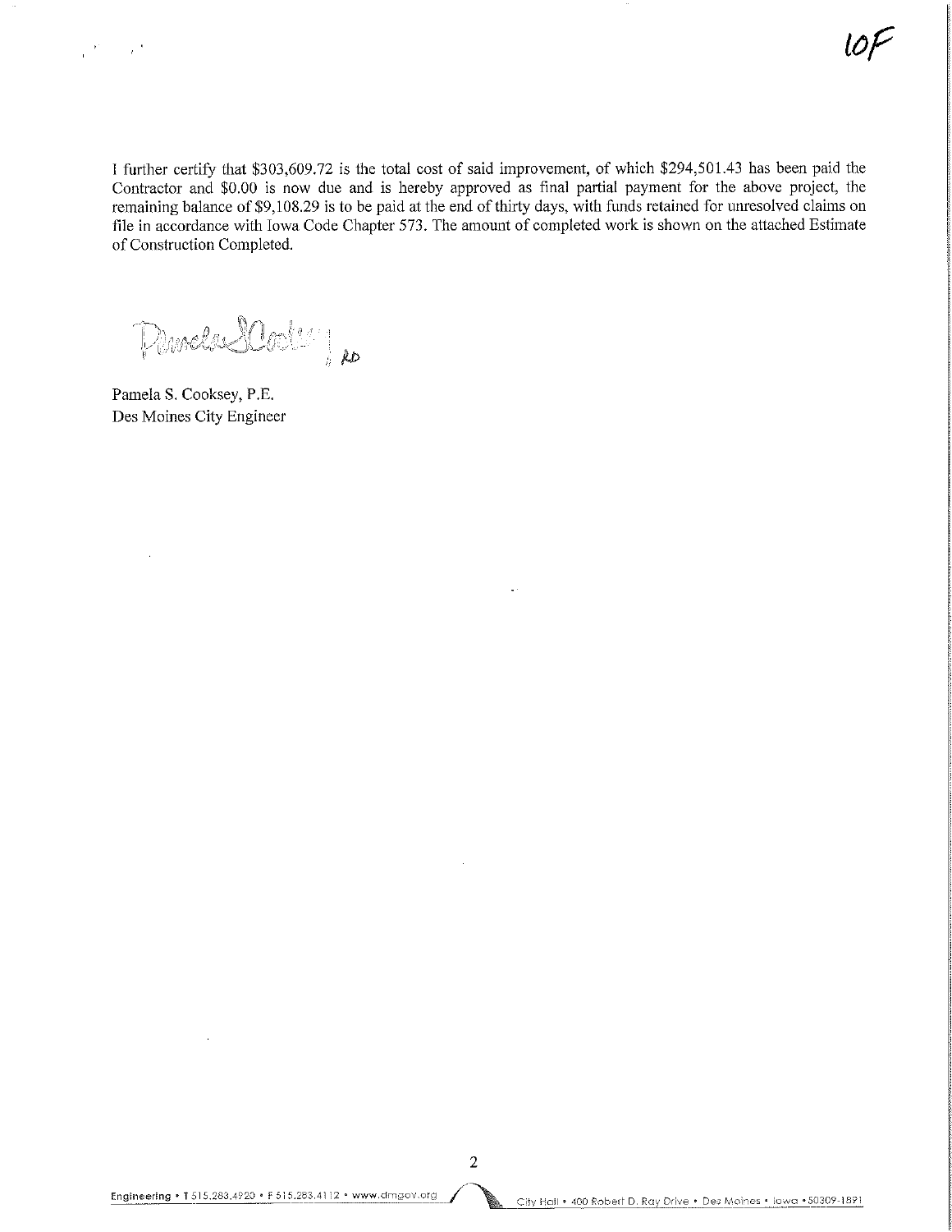10F

I further certify that $303,609.72 is the total cost of said improvement, of which $294,501.43 has been paid the Contractor and $0.00 is now due and is hereby approved as final partial payment for the above project, the remaining balance of $9,108.29 is to be paid at the end of thirty days, with funds retained for unresolved claims on file in accordance with Iowa Code Chapter 573. The amount of completed work is shown on the attached Estimate of Construction Completed.

Pamela S. Cooksey, RD

Pamela S. Cooksey, P.E.
Des Moines City Engineer

Engineering • T 515.283.4920 • F 515.283.4112 • www.dmgov.org City Hall • 400 Robert D. Ray Drive • Des Moines • Iowa • 50309-1891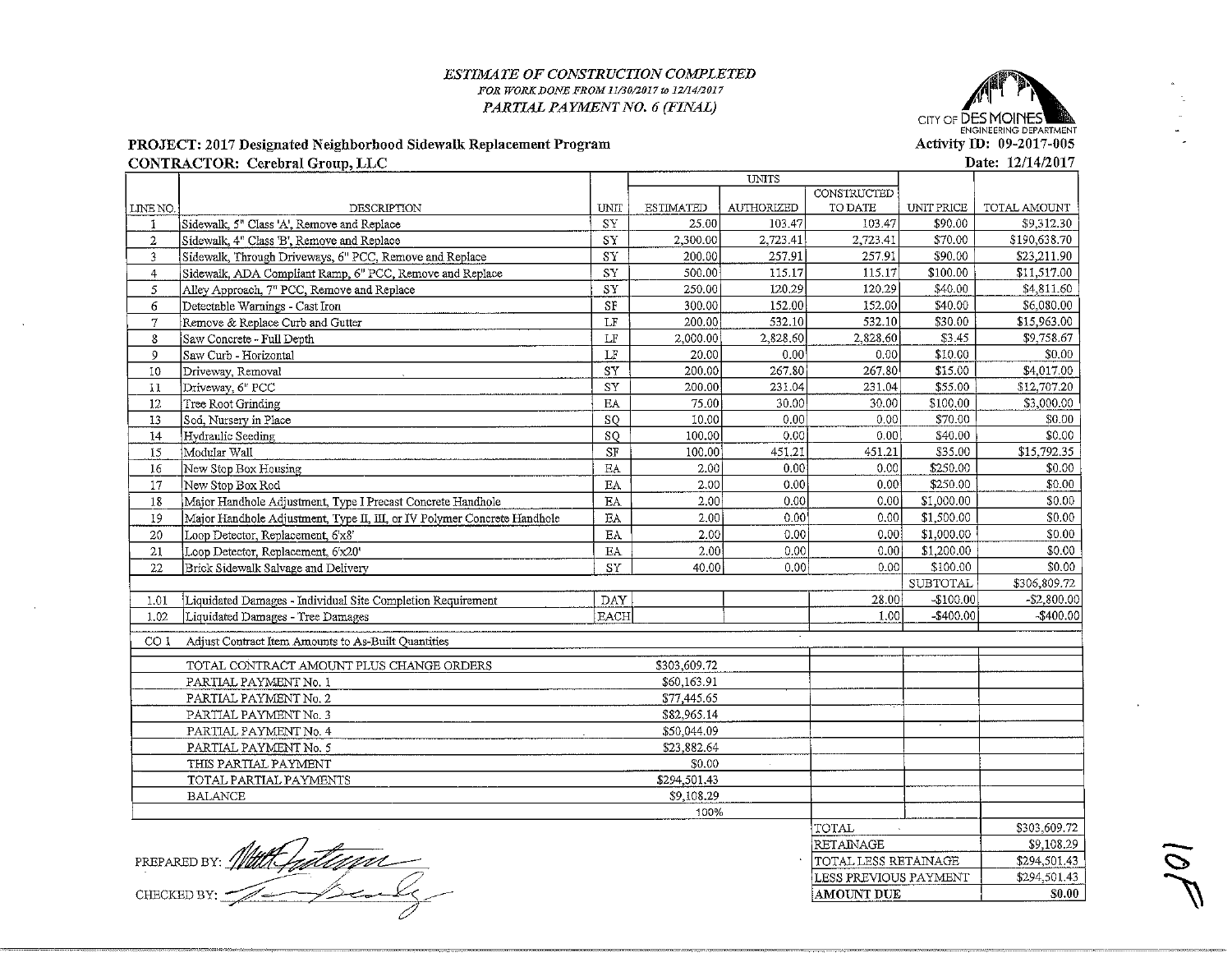*ESTIMATE OF CONSTRUCTION COMPLETED*
*FOR WORK DONE FROM 11/30/2017 to 12/14/2017*
*PARTIAL PAYMENT NO. 6 (FINAL)*

CITY OF DES MOINES
ENGINEERING DEPARTMENT

**PROJECT: 2017 Designated Neighborhood Sidewalk Replacement Program**
**CONTRACTOR: Cerebral Group, LLC**

**Activity ID: 09-2017-005**
**Date: 12/14/2017**

| | | | UNITS | | | | |
|---|---|---|---|---|---|---|---|
| LINE NO. | DESCRIPTION | UNIT | ESTIMATED | AUTHORIZED | CONSTRUCTED TO DATE | UNIT PRICE | TOTAL AMOUNT |
| 1 | Sidewalk, 5" Class 'A', Remove and Replace | SY | 25.00 | 103.47 | 103.47 | $90.00 | $9,312.30 |
| 2 | Sidewalk, 4" Class 'B', Remove and Replace | SY | 2,300.00 | 2,723.41 | 2,723.41 | $70.00 | $190,638.70 |
| 3 | Sidewalk, Through Driveways, 6" PCC, Remove and Replace | SY | 200.00 | 257.91 | 257.91 | $90.00 | $23,211.90 |
| 4 | Sidewalk, ADA Compliant Ramp, 6" PCC, Remove and Replace | SY | 500.00 | 115.17 | 115.17 | $100.00 | $11,517.00 |
| 5 | Alley Approach, 7" PCC, Remove and Replace | SY | 250.00 | 120.29 | 120.29 | $40.00 | $4,811.60 |
| 6 | Detectable Warnings - Cast Iron | SF | 300.00 | 152.00 | 152.00 | $40.00 | $6,080.00 |
| 7 | Remove & Replace Curb and Gutter | LF | 200.00 | 532.10 | 532.10 | $30.00 | $15,963.00 |
| 8 | Saw Concrete - Full Depth | LF | 2,000.00 | 2,828.60 | 2,828.60 | $3.45 | $9,758.67 |
| 9 | Saw Curb - Horizontal | LF | 20.00 | 0.00 | 0.00 | $10.00 | $0.00 |
| 10 | Driveway, Removal | SY | 200.00 | 267.80 | 267.80 | $15.00 | $4,017.00 |
| 11 | Driveway, 6" PCC | SY | 200.00 | 231.04 | 231.04 | $55.00 | $12,707.20 |
| 12 | Tree Root Grinding | EA | 75.00 | 30.00 | 30.00 | $100.00 | $3,000.00 |
| 13 | Sod, Nursery in Place | SQ | 10.00 | 0.00 | 0.00 | $70.00 | $0.00 |
| 14 | Hydraulic Seeding | SQ | 100.00 | 0.00 | 0.00 | $40.00 | $0.00 |
| 15 | Modular Wall | SF | 100.00 | 451.21 | 451.21 | $35.00 | $15,792.35 |
| 16 | New Stop Box Housing | EA | 2.00 | 0.00 | 0.00 | $250.00 | $0.00 |
| 17 | New Stop Box Rod | EA | 2.00 | 0.00 | 0.00 | $250.00 | $0.00 |
| 18 | Major Handhole Adjustment, Type I Precast Concrete Handhole | EA | 2.00 | 0.00 | 0.00 | $1,000.00 | $0.00 |
| 19 | Major Handhole Adjustment, Type II, III, or IV Polymer Concrete Handhole | EA | 2.00 | 0.00 | 0.00 | $1,500.00 | $0.00 |
| 20 | Loop Detector, Replacement, 6'x8' | EA | 2.00 | 0.00 | 0.00 | $1,000.00 | $0.00 |
| 21 | Loop Detector, Replacement, 6'x20' | EA | 2.00 | 0.00 | 0.00 | $1,200.00 | $0.00 |
| 22 | Brick Sidewalk Salvage and Delivery | SY | 40.00 | 0.00 | 0.00 | $100.00 | $0.00 |
| | | | | | | SUBTOTAL | $306,809.72 |
| 1.01 | Liquidated Damages - Individual Site Completion Requirement | DAY | | | 28.00 | -$100.00 | -$2,800.00 |
| 1.02 | Liquidated Damages - Tree Damages | EACH | | | 1.00 | -$400.00 | -$400.00 |
| CO 1 | Adjust Contract Item Amounts to As-Built Quantities | | | | | | |
| | TOTAL CONTRACT AMOUNT PLUS CHANGE ORDERS | | $303,609.72 | | | | |
| | PARTIAL PAYMENT No. 1 | | $60,163.91 | | | | |
| | PARTIAL PAYMENT No. 2 | | $77,445.65 | | | | |
| | PARTIAL PAYMENT No. 3 | | $82,965.14 | | | | |
| | PARTIAL PAYMENT No. 4 | | $50,044.09 | | | | |
| | PARTIAL PAYMENT No. 5 | | $23,882.64 | | | | |
| | THIS PARTIAL PAYMENT | | $0.00 | | | | |
| | TOTAL PARTIAL PAYMENTS | | $294,501.43 | | | | |
| | BALANCE | | $9,108.29 | | | | |
| | | | 100% | | | | |

| | |
|---|---|
| TOTAL | $303,609.72 |
| RETAINAGE | $9,108.29 |
| TOTAL LESS RETAINAGE | $294,501.43 |
| LESS PREVIOUS PAYMENT | $294,501.43 |
| **AMOUNT DUE** | **$0.00** |

PREPARED BY: *[signature]*

CHECKED BY: *[signature]*